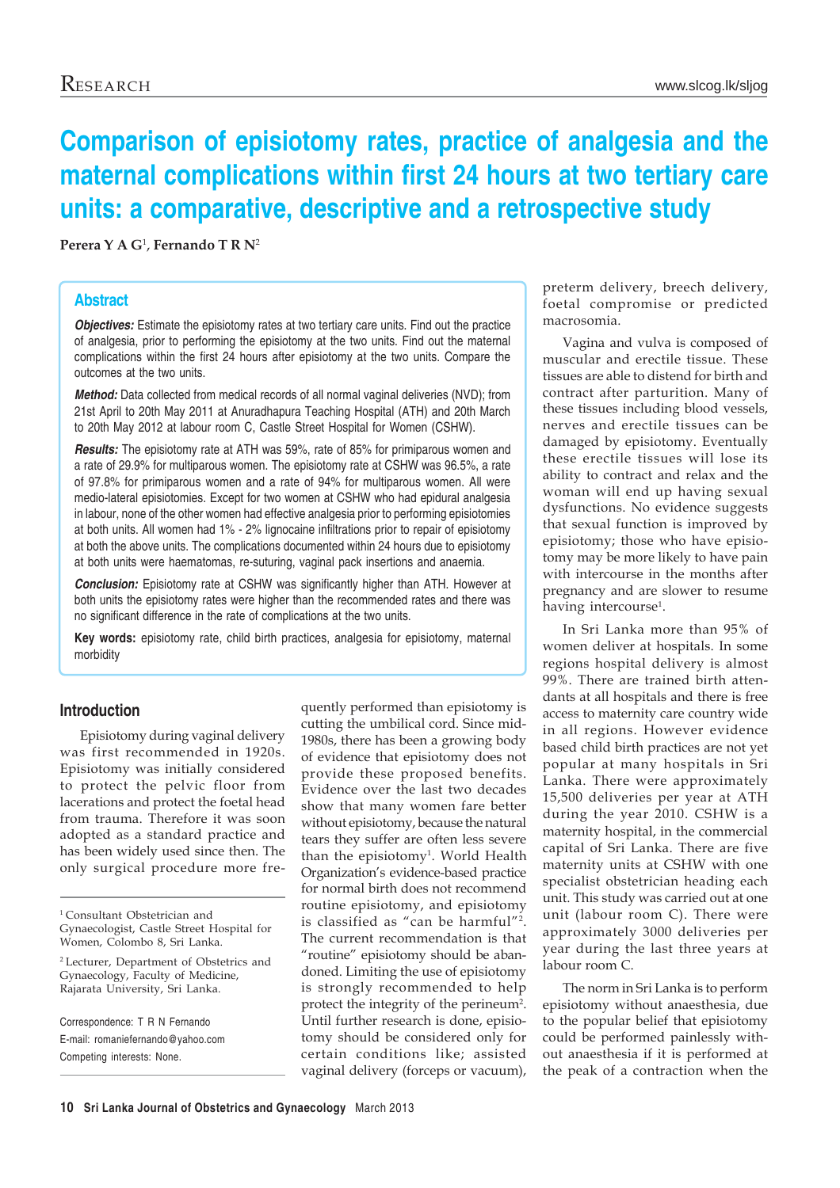# Comparison of episiotomy rates, practice of analgesia and the maternal complications within first 24 hours at two tertiary care units: a comparative, descriptive and a retrospective study

**Perera Y A G**[1], **Fernando T R N**[2]

## Abstract

***Objectives:*** Estimate the episiotomy rates at two tertiary care units. Find out the practice of analgesia, prior to performing the episiotomy at the two units. Find out the maternal complications within the first 24 hours after episiotomy at the two units. Compare the outcomes at the two units.

***Method:*** Data collected from medical records of all normal vaginal deliveries (NVD); from 21st April to 20th May 2011 at Anuradhapura Teaching Hospital (ATH) and 20th March to 20th May 2012 at labour room C, Castle Street Hospital for Women (CSHW).

***Results:*** The episiotomy rate at ATH was 59%, rate of 85% for primiparous women and a rate of 29.9% for multiparous women. The episiotomy rate at CSHW was 96.5%, a rate of 97.8% for primiparous women and a rate of 94% for multiparous women. All were medio-lateral episiotomies. Except for two women at CSHW who had epidural analgesia in labour, none of the other women had effective analgesia prior to performing episiotomies at both units. All women had 1% - 2% lignocaine infiltrations prior to repair of episiotomy at both the above units. The complications documented within 24 hours due to episiotomy at both units were haematomas, re-suturing, vaginal pack insertions and anaemia.

***Conclusion:*** Episiotomy rate at CSHW was significantly higher than ATH. However at both units the episiotomy rates were higher than the recommended rates and there was no significant difference in the rate of complications at the two units.

**Key words:** episiotomy rate, child birth practices, analgesia for episiotomy, maternal morbidity

## Introduction

Episiotomy during vaginal delivery was first recommended in 1920s. Episiotomy was initially considered to protect the pelvic floor from lacerations and protect the foetal head from trauma. Therefore it was soon adopted as a standard practice and has been widely used since then. The only surgical procedure more frequently performed than episiotomy is cutting the umbilical cord. Since mid-1980s, there has been a growing body of evidence that episiotomy does not provide these proposed benefits. Evidence over the last two decades show that many women fare better without episiotomy, because the natural tears they suffer are often less severe than the episiotomy[1]. World Health Organization's evidence-based practice for normal birth does not recommend routine episiotomy, and episiotomy is classified as "can be harmful"[2]. The current recommendation is that "routine" episiotomy should be abandoned. Limiting the use of episiotomy is strongly recommended to help protect the integrity of the perineum[2]. Until further research is done, episiotomy should be considered only for certain conditions like; assisted vaginal delivery (forceps or vacuum), preterm delivery, breech delivery, foetal compromise or predicted macrosomia.

Vagina and vulva is composed of muscular and erectile tissue. These tissues are able to distend for birth and contract after parturition. Many of these tissues including blood vessels, nerves and erectile tissues can be damaged by episiotomy. Eventually these erectile tissues will lose its ability to contract and relax and the woman will end up having sexual dysfunctions. No evidence suggests that sexual function is improved by episiotomy; those who have episiotomy may be more likely to have pain with intercourse in the months after pregnancy and are slower to resume having intercourse[1].

In Sri Lanka more than 95% of women deliver at hospitals. In some regions hospital delivery is almost 99%. There are trained birth attendants at all hospitals and there is free access to maternity care country wide in all regions. However evidence based child birth practices are not yet popular at many hospitals in Sri Lanka. There were approximately 15,500 deliveries per year at ATH during the year 2010. CSHW is a maternity hospital, in the commercial capital of Sri Lanka. There are five maternity units at CSHW with one specialist obstetrician heading each unit. This study was carried out at one unit (labour room C). There were approximately 3000 deliveries per year during the last three years at labour room C.

The norm in Sri Lanka is to perform episiotomy without anaesthesia, due to the popular belief that episiotomy could be performed painlessly without anaesthesia if it is performed at the peak of a contraction when the

---

[1] Consultant Obstetrician and Gynaecologist, Castle Street Hospital for Women, Colombo 8, Sri Lanka.

[2] Lecturer, Department of Obstetrics and Gynaecology, Faculty of Medicine, Rajarata University, Sri Lanka.

Correspondence: T R N Fernando
E-mail: romaniefernando@yahoo.com
Competing interests: None.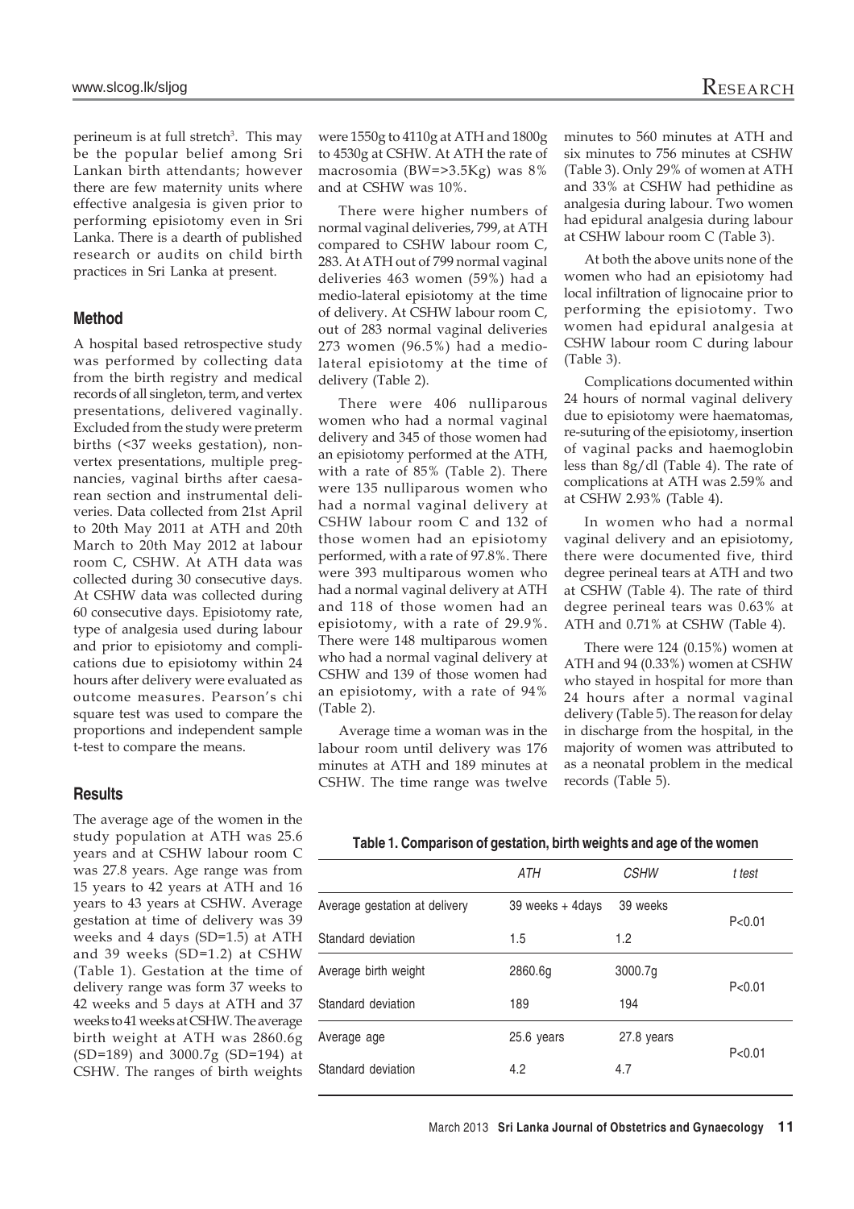perineum is at full stretch[3]. This may be the popular belief among Sri Lankan birth attendants; however there are few maternity units where effective analgesia is given prior to performing episiotomy even in Sri Lanka. There is a dearth of published research or audits on child birth practices in Sri Lanka at present.

## Method

A hospital based retrospective study was performed by collecting data from the birth registry and medical records of all singleton, term, and vertex presentations, delivered vaginally. Excluded from the study were preterm births (<37 weeks gestation), non-vertex presentations, multiple pregnancies, vaginal births after caesarean section and instrumental deliveries. Data collected from 21st April to 20th May 2011 at ATH and 20th March to 20th May 2012 at labour room C, CSHW. At ATH data was collected during 30 consecutive days. At CSHW data was collected during 60 consecutive days. Episiotomy rate, type of analgesia used during labour and prior to episiotomy and complications due to episiotomy within 24 hours after delivery were evaluated as outcome measures. Pearson's chi square test was used to compare the proportions and independent sample t-test to compare the means.

## Results

The average age of the women in the study population at ATH was 25.6 years and at CSHW labour room C was 27.8 years. Age range was from 15 years to 42 years at ATH and 16 years to 43 years at CSHW. Average gestation at time of delivery was 39 weeks and 4 days (SD=1.5) at ATH and 39 weeks (SD=1.2) at CSHW (Table 1). Gestation at the time of delivery range was form 37 weeks to 42 weeks and 5 days at ATH and 37 weeks to 41 weeks at CSHW. The average birth weight at ATH was 2860.6g (SD=189) and 3000.7g (SD=194) at CSHW. The ranges of birth weights were 1550g to 4110g at ATH and 1800g to 4530g at CSHW. At ATH the rate of macrosomia (BW=>3.5Kg) was 8% and at CSHW was 10%.

There were higher numbers of normal vaginal deliveries, 799, at ATH compared to CSHW labour room C, 283. At ATH out of 799 normal vaginal deliveries 463 women (59%) had a medio-lateral episiotomy at the time of delivery. At CSHW labour room C, out of 283 normal vaginal deliveries 273 women (96.5%) had a medio-lateral episiotomy at the time of delivery (Table 2).

There were 406 nulliparous women who had a normal vaginal delivery and 345 of those women had an episiotomy performed at the ATH, with a rate of 85% (Table 2). There were 135 nulliparous women who had a normal vaginal delivery at CSHW labour room C and 132 of those women had an episiotomy performed, with a rate of 97.8%. There were 393 multiparous women who had a normal vaginal delivery at ATH and 118 of those women had an episiotomy, with a rate of 29.9%. There were 148 multiparous women who had a normal vaginal delivery at CSHW and 139 of those women had an episiotomy, with a rate of 94% (Table 2).

Average time a woman was in the labour room until delivery was 176 minutes at ATH and 189 minutes at CSHW. The time range was twelve minutes to 560 minutes at ATH and six minutes to 756 minutes at CSHW (Table 3). Only 29% of women at ATH and 33% at CSHW had pethidine as analgesia during labour. Two women had epidural analgesia during labour at CSHW labour room C (Table 3).

At both the above units none of the women who had an episiotomy had local infiltration of lignocaine prior to performing the episiotomy. Two women had epidural analgesia at CSHW labour room C during labour (Table 3).

Complications documented within 24 hours of normal vaginal delivery due to episiotomy were haematomas, re-suturing of the episiotomy, insertion of vaginal packs and haemoglobin less than 8g/dl (Table 4). The rate of complications at ATH was 2.59% and at CSHW 2.93% (Table 4).

In women who had a normal vaginal delivery and an episiotomy, there were documented five, third degree perineal tears at ATH and two at CSHW (Table 4). The rate of third degree perineal tears was 0.63% at ATH and 0.71% at CSHW (Table 4).

There were 124 (0.15%) women at ATH and 94 (0.33%) women at CSHW who stayed in hospital for more than 24 hours after a normal vaginal delivery (Table 5). The reason for delay in discharge from the hospital, in the majority of women was attributed to as a neonatal problem in the medical records (Table 5).

**Table 1. Comparison of gestation, birth weights and age of the women**

| | *ATH* | *CSHW* | *t test* |
|---|---|---|---|
| Average gestation at delivery | 39 weeks + 4days | 39 weeks | P<0.01 |
| Standard deviation | 1.5 | 1.2 | |
| Average birth weight | 2860.6g | 3000.7g | P<0.01 |
| Standard deviation | 189 | 194 | |
| Average age | 25.6 years | 27.8 years | P<0.01 |
| Standard deviation | 4.2 | 4.7 | |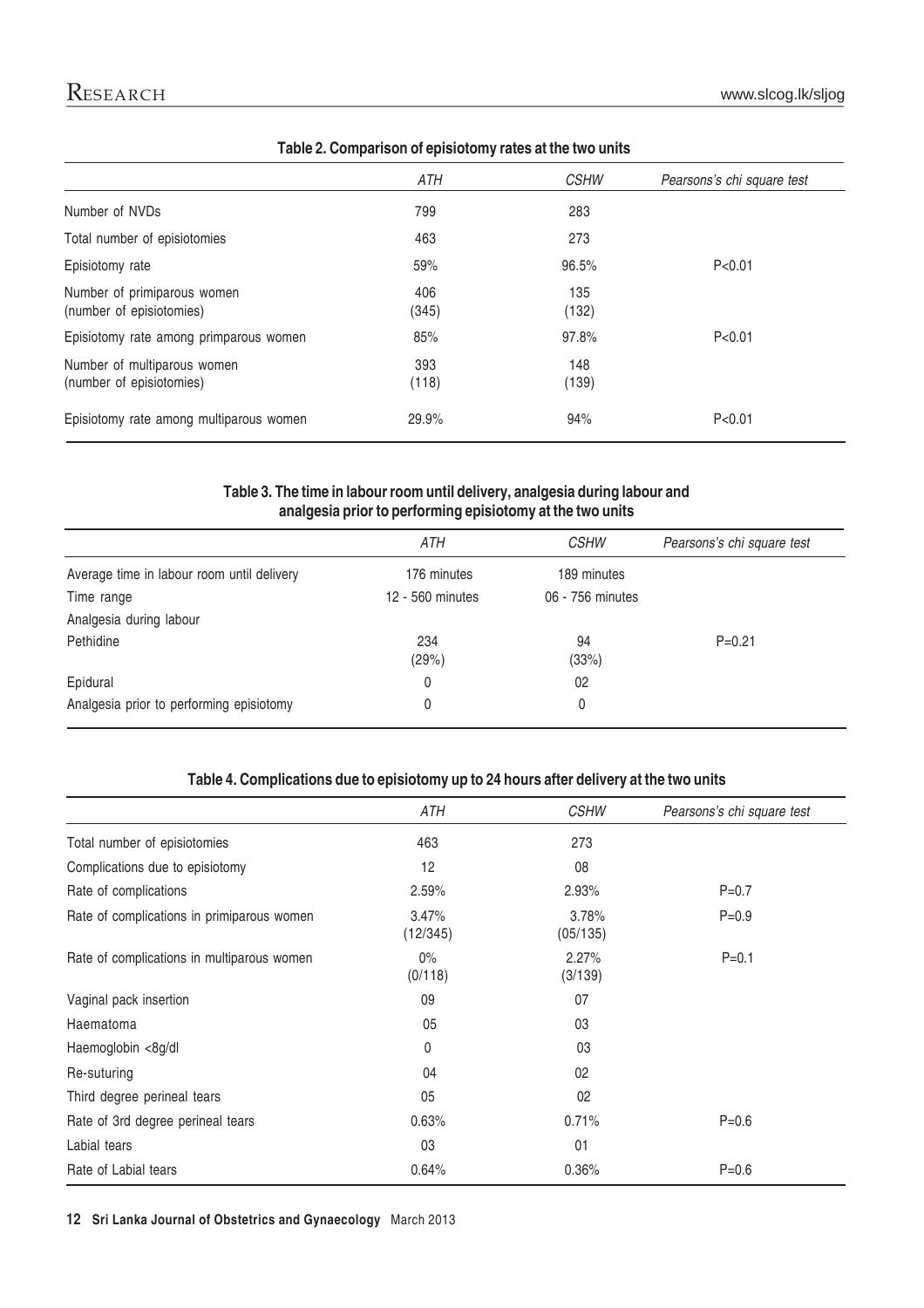**Table 2. Comparison of episiotomy rates at the two units**

| | *ATH* | *CSHW* | *Pearsons's chi square test* |
|---|---|---|---|
| Number of NVDs | 799 | 283 | |
| Total number of episiotomies | 463 | 273 | |
| Episiotomy rate | 59% | 96.5% | P<0.01 |
| Number of primiparous women (number of episiotomies) | 406 (345) | 135 (132) | |
| Episiotomy rate among primparous women | 85% | 97.8% | P<0.01 |
| Number of multiparous women (number of episiotomies) | 393 (118) | 148 (139) | |
| Episiotomy rate among multiparous women | 29.9% | 94% | P<0.01 |

**Table 3. The time in labour room until delivery, analgesia during labour and analgesia prior to performing episiotomy at the two units**

| | *ATH* | *CSHW* | *Pearsons's chi square test* |
|---|---|---|---|
| Average time in labour room until delivery | 176 minutes | 189 minutes | |
| Time range | 12 - 560 minutes | 06 - 756 minutes | |
| Analgesia during labour | | | |
| Pethidine | 234 (29%) | 94 (33%) | P=0.21 |
| Epidural | 0 | 02 | |
| Analgesia prior to performing episiotomy | 0 | 0 | |

**Table 4. Complications due to episiotomy up to 24 hours after delivery at the two units**

| | *ATH* | *CSHW* | *Pearsons's chi square test* |
|---|---|---|---|
| Total number of episiotomies | 463 | 273 | |
| Complications due to episiotomy | 12 | 08 | |
| Rate of complications | 2.59% | 2.93% | P=0.7 |
| Rate of complications in primiparous women | 3.47% (12/345) | 3.78% (05/135) | P=0.9 |
| Rate of complications in multiparous women | 0% (0/118) | 2.27% (3/139) | P=0.1 |
| Vaginal pack insertion | 09 | 07 | |
| Haematoma | 05 | 03 | |
| Haemoglobin <8g/dl | 0 | 03 | |
| Re-suturing | 04 | 02 | |
| Third degree perineal tears | 05 | 02 | |
| Rate of 3rd degree perineal tears | 0.63% | 0.71% | P=0.6 |
| Labial tears | 03 | 01 | |
| Rate of Labial tears | 0.64% | 0.36% | P=0.6 |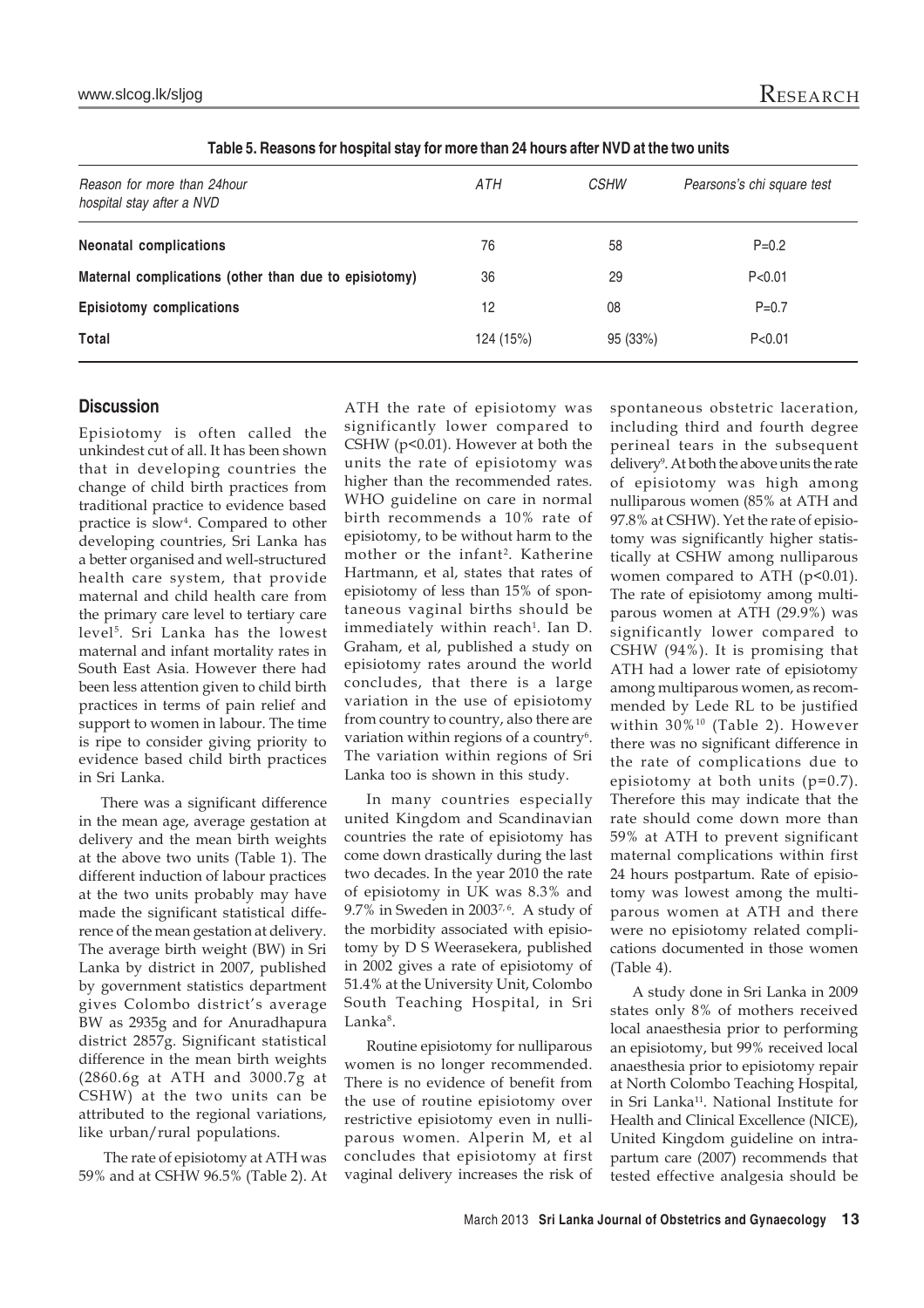**Table 5. Reasons for hospital stay for more than 24 hours after NVD at the two units**

| *Reason for more than 24hour hospital stay after a NVD* | *ATH* | *CSHW* | *Pearsons's chi square test* |
|---|---|---|---|
| **Neonatal complications** | 76 | 58 | P=0.2 |
| **Maternal complications (other than due to episiotomy)** | 36 | 29 | P<0.01 |
| **Episiotomy complications** | 12 | 08 | P=0.7 |
| **Total** | 124 (15%) | 95 (33%) | P<0.01 |

## Discussion

Episiotomy is often called the unkindest cut of all. It has been shown that in developing countries the change of child birth practices from traditional practice to evidence based practice is slow[4]. Compared to other developing countries, Sri Lanka has a better organised and well-structured health care system, that provide maternal and child health care from the primary care level to tertiary care level[5]. Sri Lanka has the lowest maternal and infant mortality rates in South East Asia. However there had been less attention given to child birth practices in terms of pain relief and support to women in labour. The time is ripe to consider giving priority to evidence based child birth practices in Sri Lanka.

There was a significant difference in the mean age, average gestation at delivery and the mean birth weights at the above two units (Table 1). The different induction of labour practices at the two units probably may have made the significant statistical difference of the mean gestation at delivery. The average birth weight (BW) in Sri Lanka by district in 2007, published by government statistics department gives Colombo district's average BW as 2935g and for Anuradhapura district 2857g. Significant statistical difference in the mean birth weights (2860.6g at ATH and 3000.7g at CSHW) at the two units can be attributed to the regional variations, like urban/rural populations.

The rate of episiotomy at ATH was 59% and at CSHW 96.5% (Table 2). At ATH the rate of episiotomy was significantly lower compared to CSHW ($p<0.01$). However at both the units the rate of episiotomy was higher than the recommended rates. WHO guideline on care in normal birth recommends a 10% rate of episiotomy, to be without harm to the mother or the infant[2]. Katherine Hartmann, et al, states that rates of episiotomy of less than 15% of spontaneous vaginal births should be immediately within reach[1]. Ian D. Graham, et al, published a study on episiotomy rates around the world concludes, that there is a large variation in the use of episiotomy from country to country, also there are variation within regions of a country[6]. The variation within regions of Sri Lanka too is shown in this study.

In many countries especially united Kingdom and Scandinavian countries the rate of episiotomy has come down drastically during the last two decades. In the year 2010 the rate of episiotomy in UK was 8.3% and 9.7% in Sweden in 2003[7, 6]. A study of the morbidity associated with episiotomy by D S Weerasekera, published in 2002 gives a rate of episiotomy of 51.4% at the University Unit, Colombo South Teaching Hospital, in Sri Lanka[8].

Routine episiotomy for nulliparous women is no longer recommended. There is no evidence of benefit from the use of routine episiotomy over restrictive episiotomy even in nulliparous women. Alperin M, et al concludes that episiotomy at first vaginal delivery increases the risk of spontaneous obstetric laceration, including third and fourth degree perineal tears in the subsequent delivery[9]. At both the above units the rate of episiotomy was high among nulliparous women (85% at ATH and 97.8% at CSHW). Yet the rate of episiotomy was significantly higher statistically at CSHW among nulliparous women compared to ATH ($p<0.01$). The rate of episiotomy among multiparous women at ATH (29.9%) was significantly lower compared to CSHW (94%). It is promising that ATH had a lower rate of episiotomy among multiparous women, as recommended by Lede RL to be justified within 30%[10] (Table 2). However there was no significant difference in the rate of complications due to episiotomy at both units ($p=0.7$). Therefore this may indicate that the rate should come down more than 59% at ATH to prevent significant maternal complications within first 24 hours postpartum. Rate of episiotomy was lowest among the multiparous women at ATH and there were no episiotomy related complications documented in those women (Table 4).

A study done in Sri Lanka in 2009 states only 8% of mothers received local anaesthesia prior to performing an episiotomy, but 99% received local anaesthesia prior to episiotomy repair at North Colombo Teaching Hospital, in Sri Lanka[11]. National Institute for Health and Clinical Excellence (NICE), United Kingdom guideline on intrapartum care (2007) recommends that tested effective analgesia should be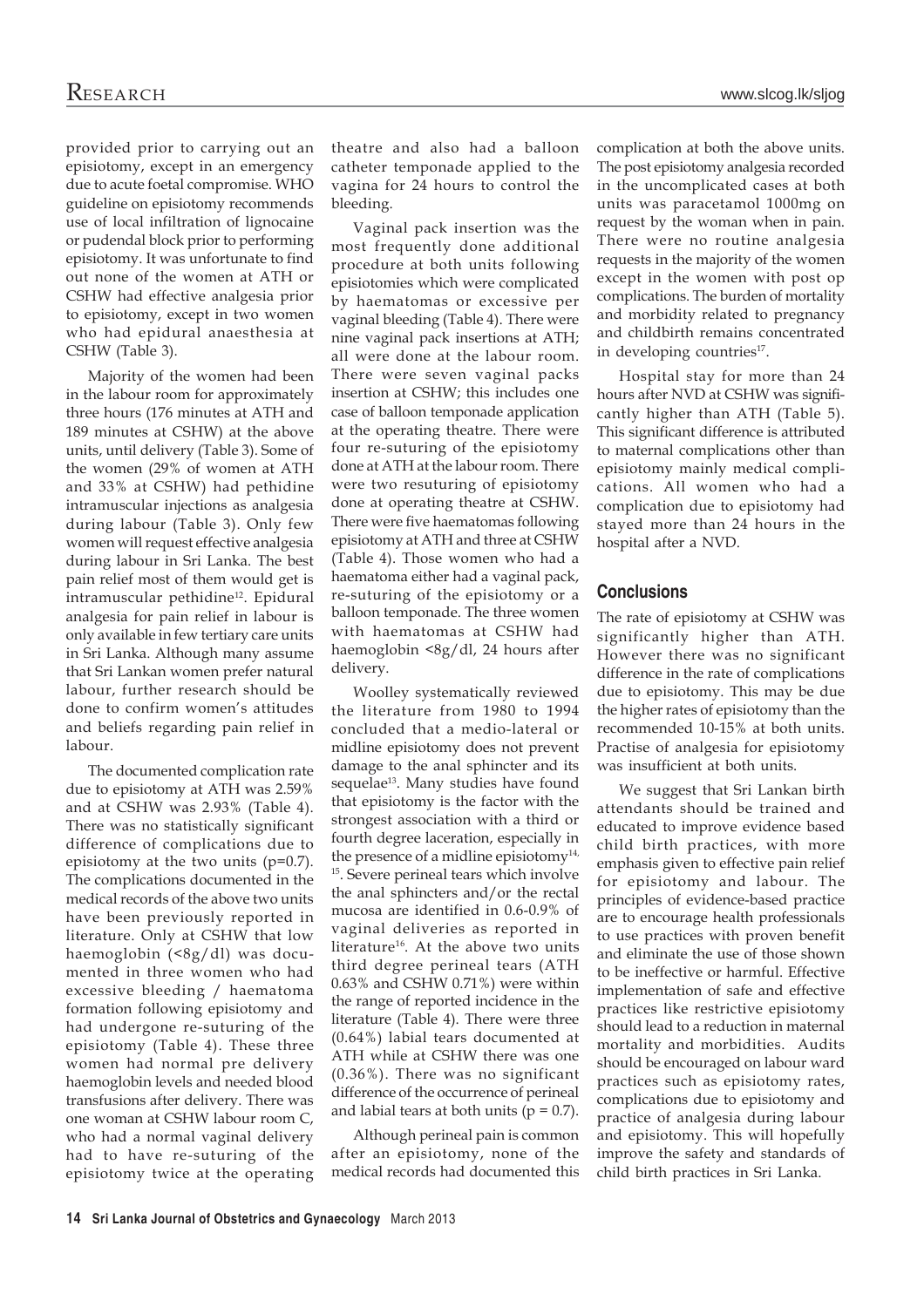provided prior to carrying out an episiotomy, except in an emergency due to acute foetal compromise. WHO guideline on episiotomy recommends use of local infiltration of lignocaine or pudendal block prior to performing episiotomy. It was unfortunate to find out none of the women at ATH or CSHW had effective analgesia prior to episiotomy, except in two women who had epidural anaesthesia at CSHW (Table 3).

Majority of the women had been in the labour room for approximately three hours (176 minutes at ATH and 189 minutes at CSHW) at the above units, until delivery (Table 3). Some of the women (29% of women at ATH and 33% at CSHW) had pethidine intramuscular injections as analgesia during labour (Table 3). Only few women will request effective analgesia during labour in Sri Lanka. The best pain relief most of them would get is intramuscular pethidine[12]. Epidural analgesia for pain relief in labour is only available in few tertiary care units in Sri Lanka. Although many assume that Sri Lankan women prefer natural labour, further research should be done to confirm women's attitudes and beliefs regarding pain relief in labour.

The documented complication rate due to episiotomy at ATH was 2.59% and at CSHW was 2.93% (Table 4). There was no statistically significant difference of complications due to episiotomy at the two units ($p=0.7$). The complications documented in the medical records of the above two units have been previously reported in literature. Only at CSHW that low haemoglobin (<8g/dl) was documented in three women who had excessive bleeding / haematoma formation following episiotomy and had undergone re-suturing of the episiotomy (Table 4). These three women had normal pre delivery haemoglobin levels and needed blood transfusions after delivery. There was one woman at CSHW labour room C, who had a normal vaginal delivery had to have re-suturing of the episiotomy twice at the operating theatre and also had a balloon catheter temponade applied to the vagina for 24 hours to control the bleeding.

Vaginal pack insertion was the most frequently done additional procedure at both units following episiotomies which were complicated by haematomas or excessive per vaginal bleeding (Table 4). There were nine vaginal pack insertions at ATH; all were done at the labour room. There were seven vaginal packs insertion at CSHW; this includes one case of balloon temponade application at the operating theatre. There were four re-suturing of the episiotomy done at ATH at the labour room. There were two resuturing of episiotomy done at operating theatre at CSHW. There were five haematomas following episiotomy at ATH and three at CSHW (Table 4). Those women who had a haematoma either had a vaginal pack, re-suturing of the episiotomy or a balloon temponade. The three women with haematomas at CSHW had haemoglobin <8g/dl, 24 hours after delivery.

Woolley systematically reviewed the literature from 1980 to 1994 concluded that a medio-lateral or midline episiotomy does not prevent damage to the anal sphincter and its sequelae[13]. Many studies have found that episiotomy is the factor with the strongest association with a third or fourth degree laceration, especially in the presence of a midline episiotomy[14, 15]. Severe perineal tears which involve the anal sphincters and/or the rectal mucosa are identified in 0.6-0.9% of vaginal deliveries as reported in literature[16]. At the above two units third degree perineal tears (ATH 0.63% and CSHW 0.71%) were within the range of reported incidence in the literature (Table 4). There were three (0.64%) labial tears documented at ATH while at CSHW there was one (0.36%). There was no significant difference of the occurrence of perineal and labial tears at both units ($p = 0.7$).

Although perineal pain is common after an episiotomy, none of the medical records had documented this complication at both the above units. The post episiotomy analgesia recorded in the uncomplicated cases at both units was paracetamol 1000mg on request by the woman when in pain. There were no routine analgesia requests in the majority of the women except in the women with post op complications. The burden of mortality and morbidity related to pregnancy and childbirth remains concentrated in developing countries[17].

Hospital stay for more than 24 hours after NVD at CSHW was significantly higher than ATH (Table 5). This significant difference is attributed to maternal complications other than episiotomy mainly medical complications. All women who had a complication due to episiotomy had stayed more than 24 hours in the hospital after a NVD.

## Conclusions

The rate of episiotomy at CSHW was significantly higher than ATH. However there was no significant difference in the rate of complications due to episiotomy. This may be due the higher rates of episiotomy than the recommended 10-15% at both units. Practise of analgesia for episiotomy was insufficient at both units.

We suggest that Sri Lankan birth attendants should be trained and educated to improve evidence based child birth practices, with more emphasis given to effective pain relief for episiotomy and labour. The principles of evidence-based practice are to encourage health professionals to use practices with proven benefit and eliminate the use of those shown to be ineffective or harmful. Effective implementation of safe and effective practices like restrictive episiotomy should lead to a reduction in maternal mortality and morbidities. Audits should be encouraged on labour ward practices such as episiotomy rates, complications due to episiotomy and practice of analgesia during labour and episiotomy. This will hopefully improve the safety and standards of child birth practices in Sri Lanka.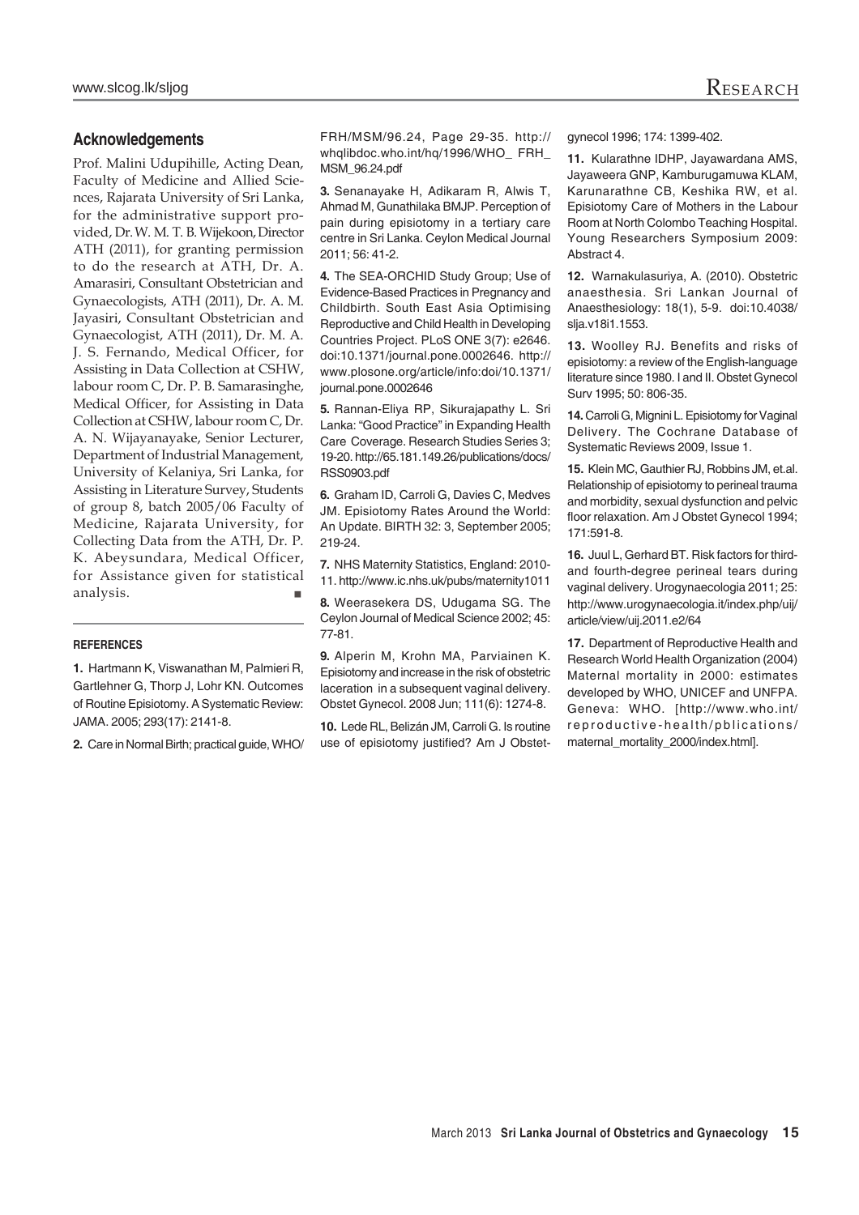## Acknowledgements

Prof. Malini Udupihille, Acting Dean, Faculty of Medicine and Allied Sciences, Rajarata University of Sri Lanka, for the administrative support provided, Dr. W. M. T. B. Wijekoon, Director ATH (2011), for granting permission to do the research at ATH, Dr. A. Amarasiri, Consultant Obstetrician and Gynaecologists, ATH (2011), Dr. A. M. Jayasiri, Consultant Obstetrician and Gynaecologist, ATH (2011), Dr. M. A. J. S. Fernando, Medical Officer, for Assisting in Data Collection at CSHW, labour room C, Dr. P. B. Samarasinghe, Medical Officer, for Assisting in Data Collection at CSHW, labour room C, Dr. A. N. Wijayanayake, Senior Lecturer, Department of Industrial Management, University of Kelaniya, Sri Lanka, for Assisting in Literature Survey, Students of group 8, batch 2005/06 Faculty of Medicine, Rajarata University, for Collecting Data from the ATH, Dr. P. K. Abeysundara, Medical Officer, for Assistance given for statistical analysis.

### REFERENCES

**1.** Hartmann K, Viswanathan M, Palmieri R, Gartlehner G, Thorp J, Lohr KN. Outcomes of Routine Episiotomy. A Systematic Review: JAMA. 2005; 293(17): 2141-8.

**2.** Care in Normal Birth; practical guide, WHO/FRH/MSM/96.24, Page 29-35. http://whqlibdoc.who.int/hq/1996/WHO_ FRH_ MSM_96.24.pdf

**3.** Senanayake H, Adikaram R, Alwis T, Ahmad M, Gunathilaka BMJP. Perception of pain during episiotomy in a tertiary care centre in Sri Lanka. Ceylon Medical Journal 2011; 56: 41-2.

**4.** The SEA-ORCHID Study Group; Use of Evidence-Based Practices in Pregnancy and Childbirth. South East Asia Optimising Reproductive and Child Health in Developing Countries Project. PLoS ONE 3(7): e2646. doi:10.1371/journal.pone.0002646. http://www.plosone.org/article/info:doi/10.1371/journal.pone.0002646

**5.** Rannan-Eliya RP, Sikurajapathy L. Sri Lanka: "Good Practice" in Expanding Health Care Coverage. Research Studies Series 3; 19-20. http://65.181.149.26/publications/docs/RSS0903.pdf

**6.** Graham ID, Carroli G, Davies C, Medves JM. Episiotomy Rates Around the World: An Update. BIRTH 32: 3, September 2005; 219-24.

**7.** NHS Maternity Statistics, England: 2010-11. http://www.ic.nhs.uk/pubs/maternity1011

**8.** Weerasekera DS, Udugama SG. The Ceylon Journal of Medical Science 2002; 45: 77-81.

**9.** Alperin M, Krohn MA, Parviainen K. Episiotomy and increase in the risk of obstetric laceration in a subsequent vaginal delivery. Obstet Gynecol. 2008 Jun; 111(6): 1274-8.

**10.** Lede RL, Belizán JM, Carroli G. Is routine use of episiotomy justified? Am J Obstet-gynecol 1996; 174: 1399-402.

**11.** Kularathne IDHP, Jayawardana AMS, Jayaweera GNP, Kamburugamuwa KLAM, Karunarathne CB, Keshika RW, et al. Episiotomy Care of Mothers in the Labour Room at North Colombo Teaching Hospital. Young Researchers Symposium 2009: Abstract 4.

**12.** Warnakulasuriya, A. (2010). Obstetric anaesthesia. Sri Lankan Journal of Anaesthesiology: 18(1), 5-9. doi:10.4038/slja.v18i1.1553.

**13.** Woolley RJ. Benefits and risks of episiotomy: a review of the English-language literature since 1980. I and II. Obstet Gynecol Surv 1995; 50: 806-35.

**14.** Carroli G, Mignini L. Episiotomy for Vaginal Delivery. The Cochrane Database of Systematic Reviews 2009, Issue 1.

**15.** Klein MC, Gauthier RJ, Robbins JM, et.al. Relationship of episiotomy to perineal trauma and morbidity, sexual dysfunction and pelvic floor relaxation. Am J Obstet Gynecol 1994; 171:591-8.

**16.** Juul L, Gerhard BT. Risk factors for third-and fourth-degree perineal tears during vaginal delivery. Urogynaecologia 2011; 25: http://www.urogynaecologia.it/index.php/uij/article/view/uij.2011.e2/64

**17.** Department of Reproductive Health and Research World Health Organization (2004) Maternal mortality in 2000: estimates developed by WHO, UNICEF and UNFPA. Geneva: WHO. [http://www.who.int/reproductive-health/pblications/maternal_mortality_2000/index.html].